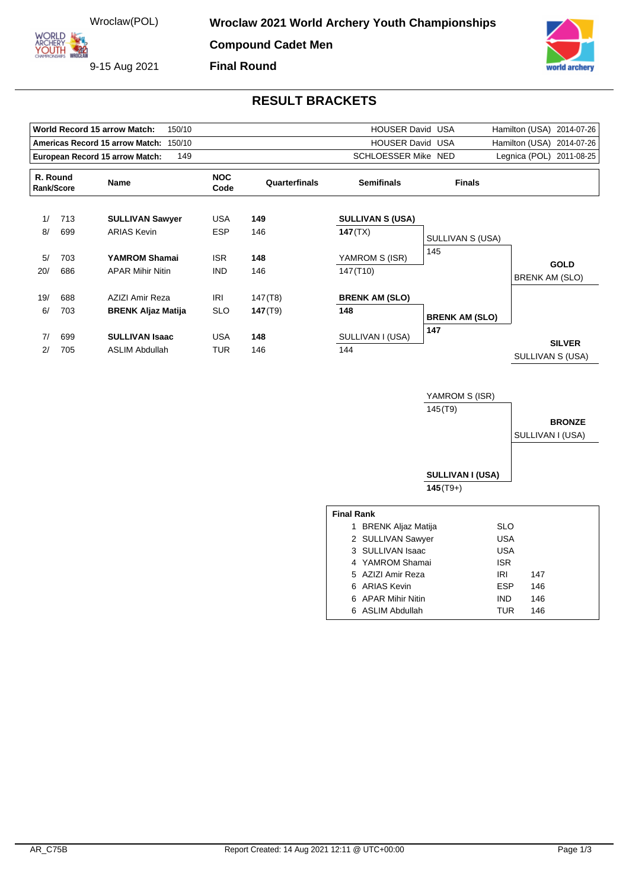Wroclaw(POL)

9-15 Aug 2021

# Wroclaw 2021 World Archery Youth Championships

## Compound Cadet Men

## Final Round

## RESULT BRACKETS

| | | | | |
|---|---|---|---|---|
| **World Record 15 arrow Match:** | 150/10 | HOUSER David | USA | Hamilton (USA) 2014-07-26 |
| **Americas Record 15 arrow Match:** | 150/10 | HOUSER David | USA | Hamilton (USA) 2014-07-26 |
| **European Record 15 arrow Match:** | 149 | SCHLOESSER Mike | NED | Legnica (POL) 2011-08-25 |

| R. Round Rank/Score | | Name | NOC Code | Quarterfinals | Semifinals | Finals |
|---|---|---|---|---|---|---|
| 1/ | 713 | **SULLIVAN Sawyer** | USA | **149** | **SULLIVAN S (USA)** | |
| 8/ | 699 | ARIAS Kevin | ESP | 146 | **147** (TX) | SULLIVAN S (USA) |
| | | | | | | 145 |
| 5/ | 703 | **YAMROM Shamai** | ISR | **148** | YAMROM S (ISR) | |
| 20/ | 686 | APAR Mihir Nitin | IND | 146 | 147 (T10) | |
| 19/ | 688 | AZIZI Amir Reza | IRI | 147 (T8) | **BRENK AM (SLO)** | |
| 6/ | 703 | **BRENK Aljaz Matija** | SLO | **147** (T9) | **148** | **BRENK AM (SLO)** |
| | | | | | | **147** |
| 7/ | 699 | **SULLIVAN Isaac** | USA | **148** | SULLIVAN I (USA) | |
| 2/ | 705 | ASLIM Abdullah | TUR | 146 | 144 | |

**GOLD**: BRENK AM (SLO)

**SILVER**: SULLIVAN S (USA)

Bronze Match:

| Name | Score |
|---|---|
| YAMROM S (ISR) | 145 (T9) |
| **SULLIVAN I (USA)** | **145** (T9+) |

**BRONZE**: SULLIVAN I (USA)

**Final Rank**

| Rank | Name | NOC | Score |
|---|---|---|---|
| 1 | BRENK Aljaz Matija | SLO | |
| 2 | SULLIVAN Sawyer | USA | |
| 3 | SULLIVAN Isaac | USA | |
| 4 | YAMROM Shamai | ISR | |
| 5 | AZIZI Amir Reza | IRI | 147 |
| 6 | ARIAS Kevin | ESP | 146 |
| 6 | APAR Mihir Nitin | IND | 146 |
| 6 | ASLIM Abdullah | TUR | 146 |

AR_C75B

Report Created: 14 Aug 2021 12:11 @ UTC+00:00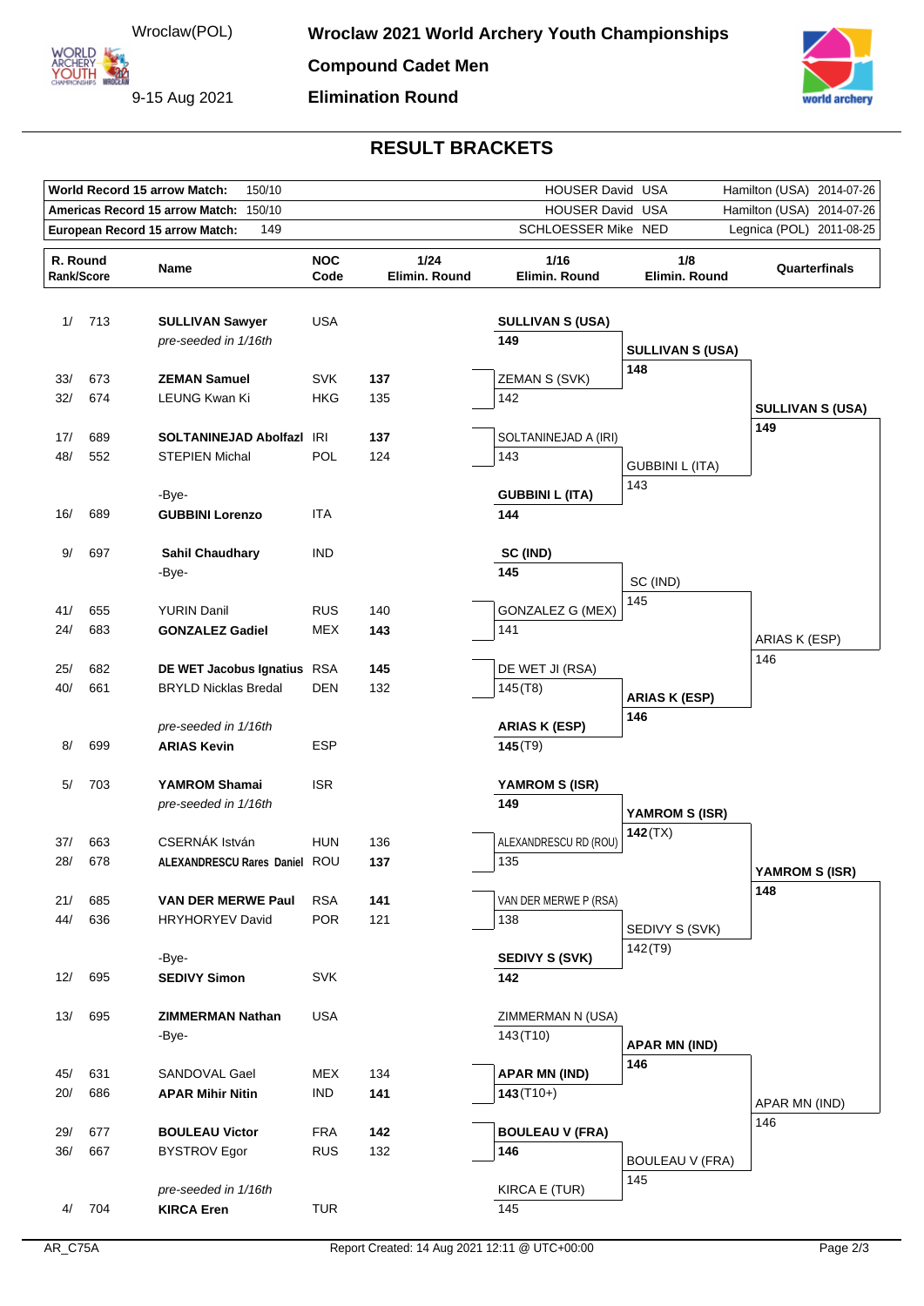Wroclaw(POL)

9-15 Aug 2021

# Wroclaw 2021 World Archery Youth Championships

## Compound Cadet Men

## Elimination Round

## RESULT BRACKETS

| Record | Score | Name | NOC | Location | Date |
|---|---|---|---|---|---|
| World Record 15 arrow Match: | 150/10 | HOUSER David | USA | Hamilton (USA) | 2014-07-26 |
| Americas Record 15 arrow Match: | 150/10 | HOUSER David | USA | Hamilton (USA) | 2014-07-26 |
| European Record 15 arrow Match: | 149 | SCHLOESSER Mike | NED | Legnica (POL) | 2011-08-25 |

| R. Round Rank/Score | | Name | NOC Code | 1/24 Elimin. Round | 1/16 Elimin. Round | 1/8 Elimin. Round | Quarterfinals |
|---|---|---|---|---|---|---|---|
| 1/ | 713 | **SULLIVAN Sawyer** | USA | | **SULLIVAN S (USA)** | | |
| | | *pre-seeded in 1/16th* | | | **149** | **SULLIVAN S (USA)** | |
| 33/ | 673 | **ZEMAN Samuel** | SVK | **137** | ZEMAN S (SVK) | **148** | |
| 32/ | 674 | LEUNG Kwan Ki | HKG | 135 | 142 | | **SULLIVAN S (USA)** |
| 17/ | 689 | **SOLTANINEJAD Abolfazl** | IRI | **137** | SOLTANINEJAD A (IRI) | | **149** |
| 48/ | 552 | STEPIEN Michal | POL | 124 | 143 | GUBBINI L (ITA) | |
| | | -Bye- | | | **GUBBINI L (ITA)** | 143 | |
| 16/ | 689 | **GUBBINI Lorenzo** | ITA | | **144** | | |
| 9/ | 697 | **Sahil Chaudhary** | IND | | **SC (IND)** | | |
| | | -Bye- | | | **145** | SC (IND) | |
| 41/ | 655 | YURIN Danil | RUS | 140 | GONZALEZ G (MEX) | 145 | |
| 24/ | 683 | **GONZALEZ Gadiel** | MEX | **143** | 141 | | ARIAS K (ESP) |
| 25/ | 682 | **DE WET Jacobus Ignatius** | RSA | **145** | DE WET JI (RSA) | | 146 |
| 40/ | 661 | BRYLD Nicklas Bredal | DEN | 132 | 145(T8) | **ARIAS K (ESP)** | |
| | | *pre-seeded in 1/16th* | | | **ARIAS K (ESP)** | **146** | |
| 8/ | 699 | **ARIAS Kevin** | ESP | | **145**(T9) | | |
| 5/ | 703 | **YAMROM Shamai** | ISR | | **YAMROM S (ISR)** | | |
| | | *pre-seeded in 1/16th* | | | **149** | **YAMROM S (ISR)** | |
| 37/ | 663 | CSERNÁK István | HUN | 136 | ALEXANDRESCU RD (ROU) | **142**(TX) | |
| 28/ | 678 | **ALEXANDRESCU Rares Daniel** | ROU | **137** | 135 | | **YAMROM S (ISR)** |
| 21/ | 685 | **VAN DER MERWE Paul** | RSA | **141** | VAN DER MERWE P (RSA) | | **148** |
| 44/ | 636 | HRYHORYEV David | POR | 121 | 138 | SEDIVY S (SVK) | |
| | | -Bye- | | | **SEDIVY S (SVK)** | 142(T9) | |
| 12/ | 695 | **SEDIVY Simon** | SVK | | **142** | | |
| 13/ | 695 | **ZIMMERMAN Nathan** | USA | | ZIMMERMAN N (USA) | | |
| | | -Bye- | | | 143(T10) | **APAR MN (IND)** | |
| 45/ | 631 | SANDOVAL Gael | MEX | 134 | **APAR MN (IND)** | **146** | |
| 20/ | 686 | **APAR Mihir Nitin** | IND | **141** | **143**(T10+) | | APAR MN (IND) |
| 29/ | 677 | **BOULEAU Victor** | FRA | **142** | **BOULEAU V (FRA)** | | 146 |
| 36/ | 667 | BYSTROV Egor | RUS | 132 | **146** | BOULEAU V (FRA) | |
| | | *pre-seeded in 1/16th* | | | KIRCA E (TUR) | 145 | |
| 4/ | 704 | **KIRCA Eren** | TUR | | 145 | | |

AR_C75A

Report Created: 14 Aug 2021 12:11 @ UTC+00:00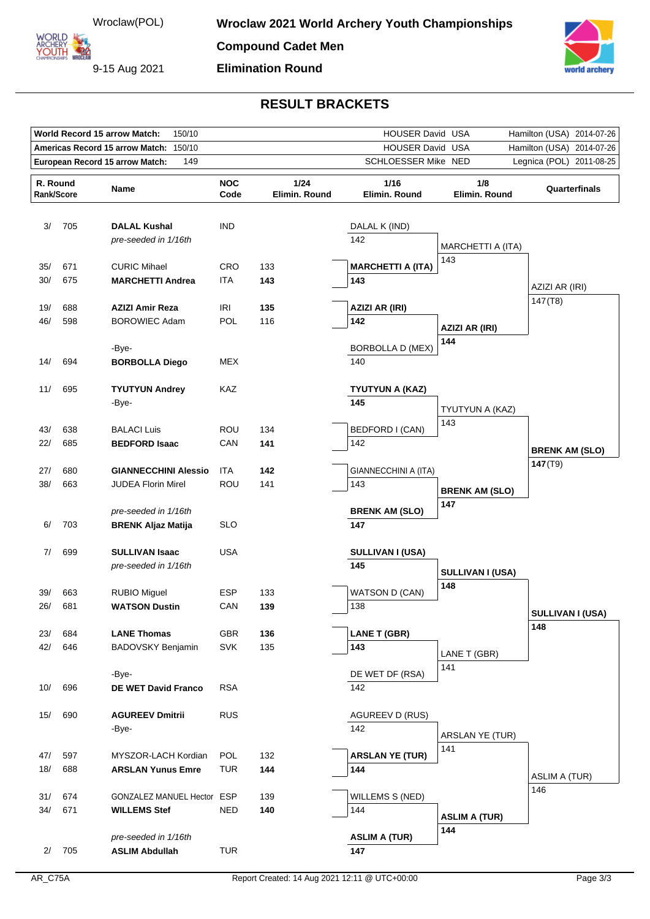# Wroclaw 2021 World Archery Youth Championships

Wroclaw(POL)

9-15 Aug 2021

**Compound Cadet Men**

**Elimination Round**

## RESULT BRACKETS

| | | | |
|---|---|---|---|
| **World Record 15 arrow Match:** | 150/10 | HOUSER David USA | Hamilton (USA) 2014-07-26 |
| **Americas Record 15 arrow Match:** | 150/10 | HOUSER David USA | Hamilton (USA) 2014-07-26 |
| **European Record 15 arrow Match:** | 149 | SCHLOESSER Mike NED | Legnica (POL) 2011-08-25 |

| R. Round Rank/Score | | Name | NOC Code | 1/24 Elimin. Round | 1/16 Elimin. Round | 1/8 Elimin. Round | Quarterfinals |
|---|---|---|---|---|---|---|---|
| 3/ | 705 | **DALAL Kushal** | IND | | DALAL K (IND) 142 | MARCHETTI A (ITA) 143 | AZIZI AR (IRI) 147(T8) |
| | | *pre-seeded in 1/16th* | | | | | |
| 35/ | 671 | CURIC Mihael | CRO | 133 | **MARCHETTI A (ITA)** **143** | | |
| 30/ | 675 | **MARCHETTI Andrea** | ITA | **143** | | | |
| 19/ | 688 | **AZIZI Amir Reza** | IRI | **135** | **AZIZI AR (IRI)** **142** | **AZIZI AR (IRI)** **144** | |
| 46/ | 598 | BOROWIEC Adam | POL | 116 | | | |
| | | -Bye- | | | BORBOLLA D (MEX) 140 | | |
| 14/ | 694 | **BORBOLLA Diego** | MEX | | | | |
| 11/ | 695 | **TYUTYUN Andrey** | KAZ | | **TYUTYUN A (KAZ)** **145** | TYUTYUN A (KAZ) 143 | **BRENK AM (SLO)** **147**(T9) |
| | | -Bye- | | | | | |
| 43/ | 638 | BALACI Luis | ROU | 134 | BEDFORD I (CAN) 142 | | |
| 22/ | 685 | **BEDFORD Isaac** | CAN | **141** | | | |
| 27/ | 680 | **GIANNECCHINI Alessio** | ITA | **142** | GIANNECCHINI A (ITA) 143 | **BRENK AM (SLO)** **147** | |
| 38/ | 663 | JUDEA Florin Mirel | ROU | 141 | | | |
| | | *pre-seeded in 1/16th* | | | **BRENK AM (SLO)** **147** | | |
| 6/ | 703 | **BRENK Aljaz Matija** | SLO | | | | |
| 7/ | 699 | **SULLIVAN Isaac** | USA | | **SULLIVAN I (USA)** **145** | **SULLIVAN I (USA)** **148** | **SULLIVAN I (USA)** **148** |
| | | *pre-seeded in 1/16th* | | | | | |
| 39/ | 663 | RUBIO Miguel | ESP | 133 | WATSON D (CAN) 138 | | |
| 26/ | 681 | **WATSON Dustin** | CAN | **139** | | | |
| 23/ | 684 | **LANE Thomas** | GBR | **136** | **LANE T (GBR)** **143** | LANE T (GBR) 141 | |
| 42/ | 646 | BADOVSKY Benjamin | SVK | 135 | | | |
| | | -Bye- | | | DE WET DF (RSA) 142 | | |
| 10/ | 696 | **DE WET David Franco** | RSA | | | | |
| 15/ | 690 | **AGUREEV Dmitrii** | RUS | | AGUREEV D (RUS) 142 | ARSLAN YE (TUR) 141 | ASLIM A (TUR) 146 |
| | | -Bye- | | | | | |
| 47/ | 597 | MYSZOR-LACH Kordian | POL | 132 | **ARSLAN YE (TUR)** **144** | | |
| 18/ | 688 | **ARSLAN Yunus Emre** | TUR | **144** | | | |
| 31/ | 674 | GONZALEZ MANUEL Hector | ESP | 139 | WILLEMS S (NED) 144 | **ASLIM A (TUR)** **144** | |
| 34/ | 671 | **WILLEMS Stef** | NED | **140** | | | |
| | | *pre-seeded in 1/16th* | | | **ASLIM A (TUR)** **147** | | |
| 2/ | 705 | **ASLIM Abdullah** | TUR | | | | |

AR_C75A

Report Created: 14 Aug 2021 12:11 @ UTC+00:00